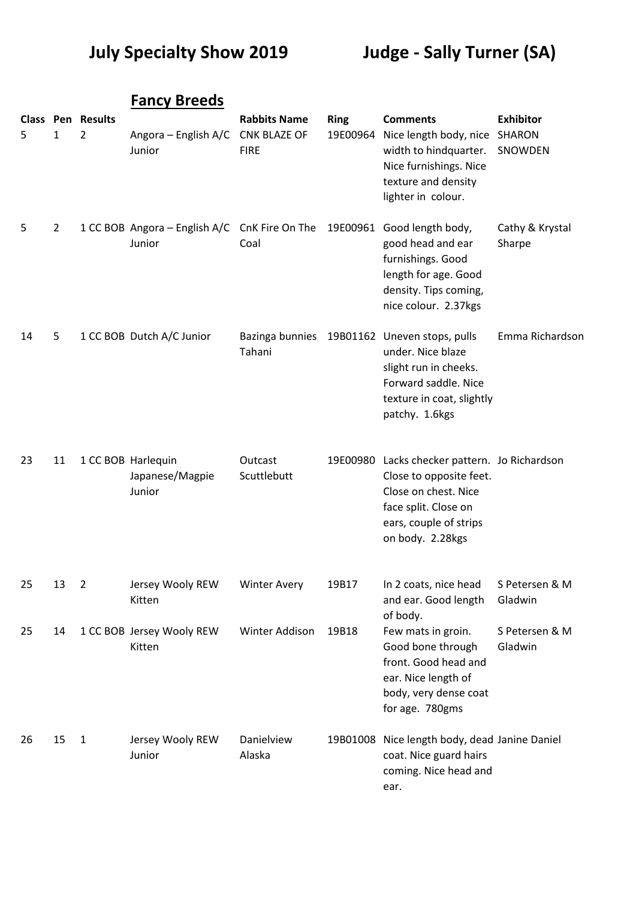# July Specialty Show 2019 Judge - Sally Turner (SA)

## Fancy Breeds

| Class | Pen | Results | | Rabbits Name | Ring | Comments | Exhibitor |
|---|---|---|---|---|---|---|---|
| 5 | 1 | 2 | Angora – English A/C Junior | CNK BLAZE OF FIRE | 19E00964 | Nice length body, nice width to hindquarter. Nice furnishings. Nice texture and density lighter in colour. | SHARON SNOWDEN |
| 5 | 2 | 1 CC BOB | Angora – English A/C Junior | CnK Fire On The Coal | 19E00961 | Good length body, good head and ear furnishings. Good length for age. Good density. Tips coming, nice colour. 2.37kgs | Cathy & Krystal Sharpe |
| 14 | 5 | 1 CC BOB | Dutch A/C Junior | Bazinga bunnies Tahani | 19B01162 | Uneven stops, pulls under. Nice blaze slight run in cheeks. Forward saddle. Nice texture in coat, slightly patchy. 1.6kgs | Emma Richardson |
| 23 | 11 | 1 CC BOB | Harlequin Japanese/Magpie Junior | Outcast Scuttlebutt | 19E00980 | Lacks checker pattern. Close to opposite feet. Close on chest. Nice face split. Close on ears, couple of strips on body. 2.28kgs | Jo Richardson |
| 25 | 13 | 2 | Jersey Wooly REW Kitten | Winter Avery | 19B17 | In 2 coats, nice head and ear. Good length of body. | S Petersen & M Gladwin |
| 25 | 14 | 1 CC BOB | Jersey Wooly REW Kitten | Winter Addison | 19B18 | Few mats in groin. Good bone through front. Good head and ear. Nice length of body, very dense coat for age. 780gms | S Petersen & M Gladwin |
| 26 | 15 | 1 | Jersey Wooly REW Junior | Danielview Alaska | 19B01008 | Nice length body, dead coat. Nice guard hairs coming. Nice head and ear. | Janine Daniel |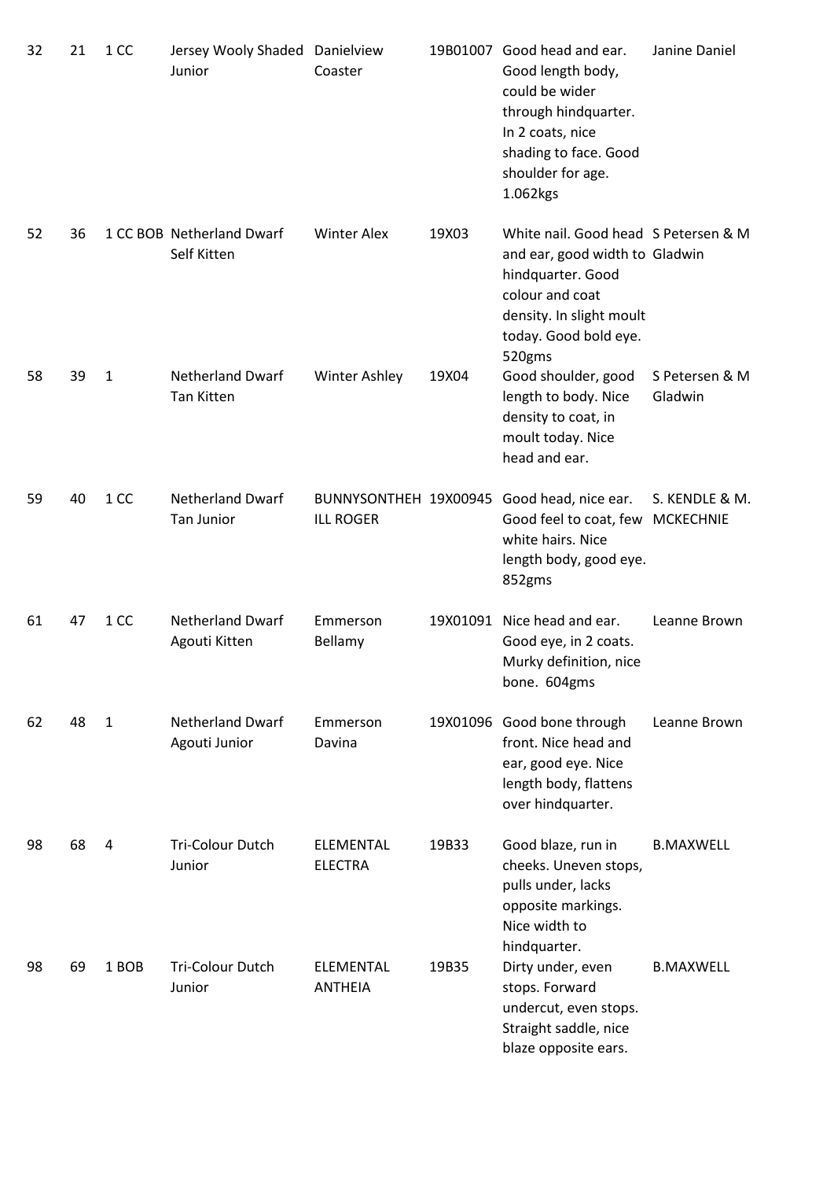| | | | | | | | |
|---|---|---|---|---|---|---|---|
| 32 | 21 | 1 CC | Jersey Wooly Shaded Junior | Danielview Coaster | 19B01007 | Good head and ear. Good length body, could be wider through hindquarter. In 2 coats, nice shading to face. Good shoulder for age. 1.062kgs | Janine Daniel |
| 52 | 36 | 1 CC BOB | Netherland Dwarf Self Kitten | Winter Alex | 19X03 | White nail. Good head and ear, good width to hindquarter. Good colour and coat density. In slight moult today. Good bold eye. 520gms | S Petersen & M Gladwin |
| 58 | 39 | 1 | Netherland Dwarf Tan Kitten | Winter Ashley | 19X04 | Good shoulder, good length to body. Nice density to coat, in moult today. Nice head and ear. | S Petersen & M Gladwin |
| 59 | 40 | 1 CC | Netherland Dwarf Tan Junior | BUNNYSONTHEHILL ROGER | 19X00945 | Good head, nice ear. Good feel to coat, few white hairs. Nice length body, good eye. 852gms | S. KENDLE & M. MCKECHNIE |
| 61 | 47 | 1 CC | Netherland Dwarf Agouti Kitten | Emmerson Bellamy | 19X01091 | Nice head and ear. Good eye, in 2 coats. Murky definition, nice bone. 604gms | Leanne Brown |
| 62 | 48 | 1 | Netherland Dwarf Agouti Junior | Emmerson Davina | 19X01096 | Good bone through front. Nice head and ear, good eye. Nice length body, flattens over hindquarter. | Leanne Brown |
| 98 | 68 | 4 | Tri-Colour Dutch Junior | ELEMENTAL ELECTRA | 19B33 | Good blaze, run in cheeks. Uneven stops, pulls under, lacks opposite markings. Nice width to hindquarter. | B.MAXWELL |
| 98 | 69 | 1 BOB | Tri-Colour Dutch Junior | ELEMENTAL ANTHEIA | 19B35 | Dirty under, even stops. Forward undercut, even stops. Straight saddle, nice blaze opposite ears. | B.MAXWELL |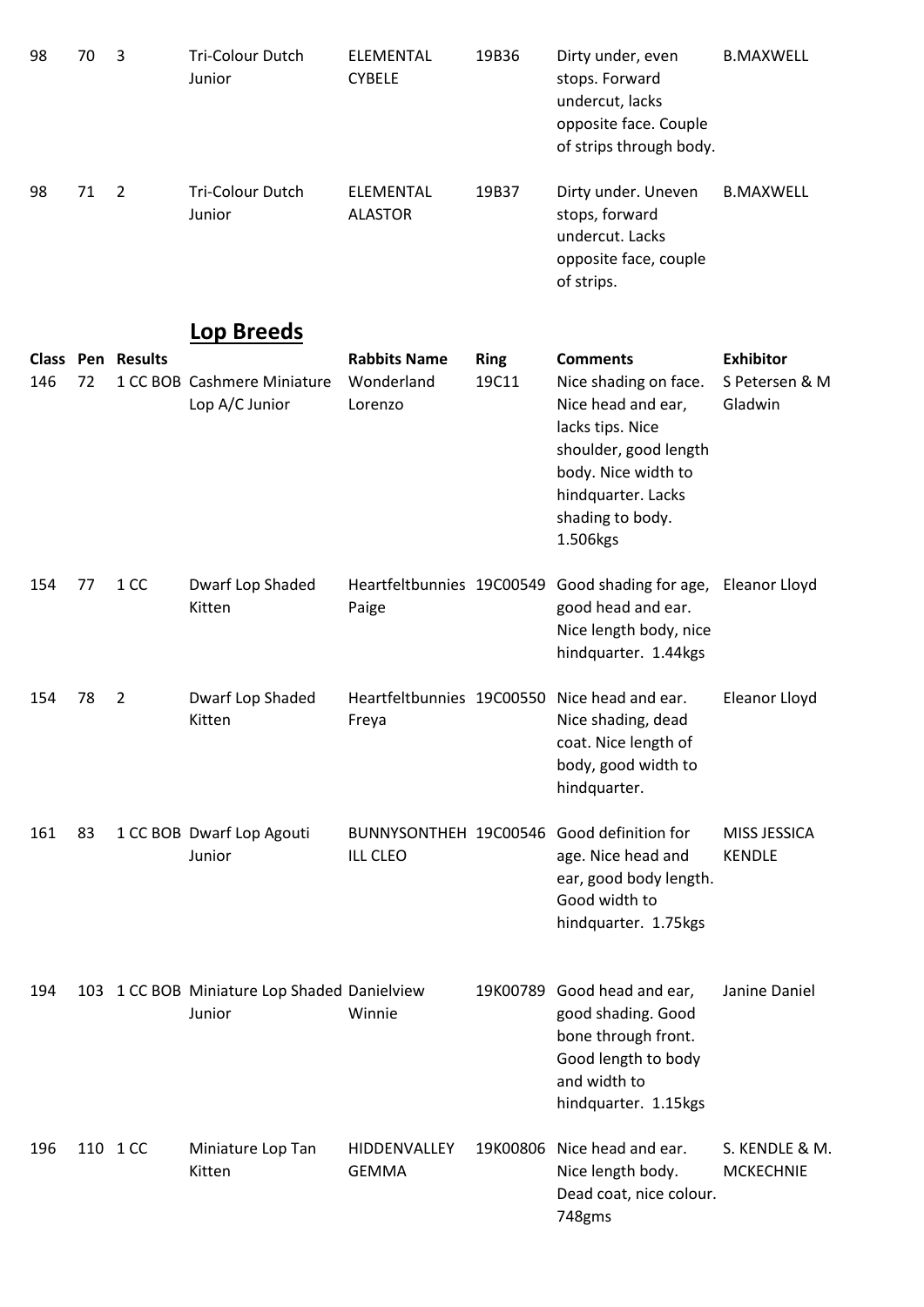| | | | | | | | |
|---|---|---|---|---|---|---|---|
| 98 | 70 | 3 | Tri-Colour Dutch Junior | ELEMENTAL CYBELE | 19B36 | Dirty under, even stops. Forward undercut, lacks opposite face. Couple of strips through body. | B.MAXWELL |
| 98 | 71 | 2 | Tri-Colour Dutch Junior | ELEMENTAL ALASTOR | 19B37 | Dirty under. Uneven stops, forward undercut. Lacks opposite face, couple of strips. | B.MAXWELL |

## Lop Breeds

| Class | Pen | Results | | Rabbits Name | Ring | Comments | Exhibitor |
|---|---|---|---|---|---|---|---|
| 146 | 72 | 1 CC BOB | Cashmere Miniature Lop A/C Junior | Wonderland Lorenzo | 19C11 | Nice shading on face. Nice head and ear, lacks tips. Nice shoulder, good length body. Nice width to hindquarter. Lacks shading to body. 1.506kgs | S Petersen & M Gladwin |
| 154 | 77 | 1 CC | Dwarf Lop Shaded Kitten | Heartfeltbunnies Paige | 19C00549 | Good shading for age, good head and ear. Nice length body, nice hindquarter. 1.44kgs | Eleanor Lloyd |
| 154 | 78 | 2 | Dwarf Lop Shaded Kitten | Heartfeltbunnies Freya | 19C00550 | Nice head and ear. Nice shading, dead coat. Nice length of body, good width to hindquarter. | Eleanor Lloyd |
| 161 | 83 | 1 CC BOB | Dwarf Lop Agouti Junior | BUNNYSONTHEHILL CLEO | 19C00546 | Good definition for age. Nice head and ear, good body length. Good width to hindquarter. 1.75kgs | MISS JESSICA KENDLE |
| 194 | 103 | 1 CC BOB | Miniature Lop Shaded Junior | Danielview Winnie | 19K00789 | Good head and ear, good shading. Good bone through front. Good length to body and width to hindquarter. 1.15kgs | Janine Daniel |
| 196 | 110 | 1 CC | Miniature Lop Tan Kitten | HIDDENVALLEY GEMMA | 19K00806 | Nice head and ear. Nice length body. Dead coat, nice colour. 748gms | S. KENDLE & M. MCKECHNIE |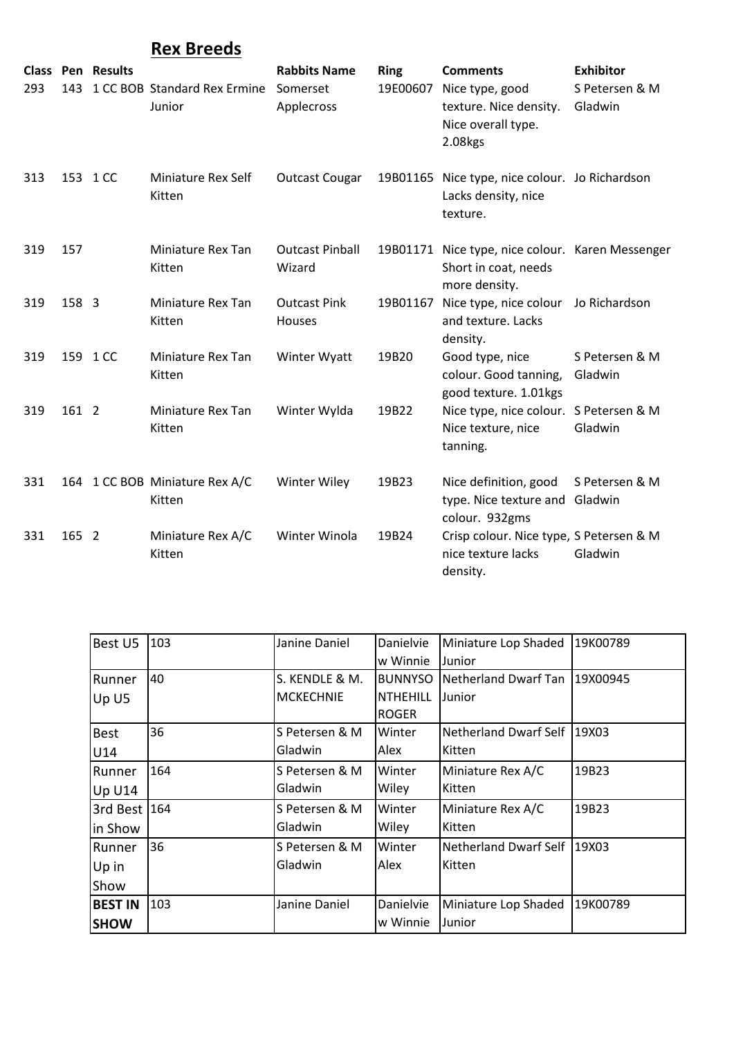## Rex Breeds

| Class | Pen | Results | | Rabbits Name | Ring | Comments | Exhibitor |
|---|---|---|---|---|---|---|---|
| 293 | 143 | 1 CC BOB | Standard Rex Ermine Junior | Somerset Applecross | 19E00607 | Nice type, good texture. Nice density. Nice overall type. 2.08kgs | S Petersen & M Gladwin |
| 313 | 153 | 1 CC | Miniature Rex Self Kitten | Outcast Cougar | 19B01165 | Nice type, nice colour. Lacks density, nice texture. | Jo Richardson |
| 319 | 157 | | Miniature Rex Tan Kitten | Outcast Pinball Wizard | 19B01171 | Nice type, nice colour. Short in coat, needs more density. | Karen Messenger |
| 319 | 158 | 3 | Miniature Rex Tan Kitten | Outcast Pink Houses | 19B01167 | Nice type, nice colour and texture. Lacks density. | Jo Richardson |
| 319 | 159 | 1 CC | Miniature Rex Tan Kitten | Winter Wyatt | 19B20 | Good type, nice colour. Good tanning, good texture. 1.01kgs | S Petersen & M Gladwin |
| 319 | 161 | 2 | Miniature Rex Tan Kitten | Winter Wylda | 19B22 | Nice type, nice colour. Nice texture, nice tanning. | S Petersen & M Gladwin |
| 331 | 164 | 1 CC BOB | Miniature Rex A/C Kitten | Winter Wiley | 19B23 | Nice definition, good type. Nice texture and colour. 932gms | S Petersen & M Gladwin |
| 331 | 165 | 2 | Miniature Rex A/C Kitten | Winter Winola | 19B24 | Crisp colour. Nice type, nice texture lacks density. | S Petersen & M Gladwin |

| | | | | | |
|---|---|---|---|---|---|
| Best U5 | 103 | Janine Daniel | Danielview Winnie | Miniature Lop Shaded Junior | 19K00789 |
| Runner Up U5 | 40 | S. KENDLE & M. MCKECHNIE | BUNNYSONTHEHILL ROGER | Netherland Dwarf Tan Junior | 19X00945 |
| Best U14 | 36 | S Petersen & M Gladwin | Winter Alex | Netherland Dwarf Self Kitten | 19X03 |
| Runner Up U14 | 164 | S Petersen & M Gladwin | Winter Wiley | Miniature Rex A/C Kitten | 19B23 |
| 3rd Best in Show | 164 | S Petersen & M Gladwin | Winter Wiley | Miniature Rex A/C Kitten | 19B23 |
| Runner Up in Show | 36 | S Petersen & M Gladwin | Winter Alex | Netherland Dwarf Self Kitten | 19X03 |
| **BEST IN SHOW** | 103 | Janine Daniel | Danielview Winnie | Miniature Lop Shaded Junior | 19K00789 |